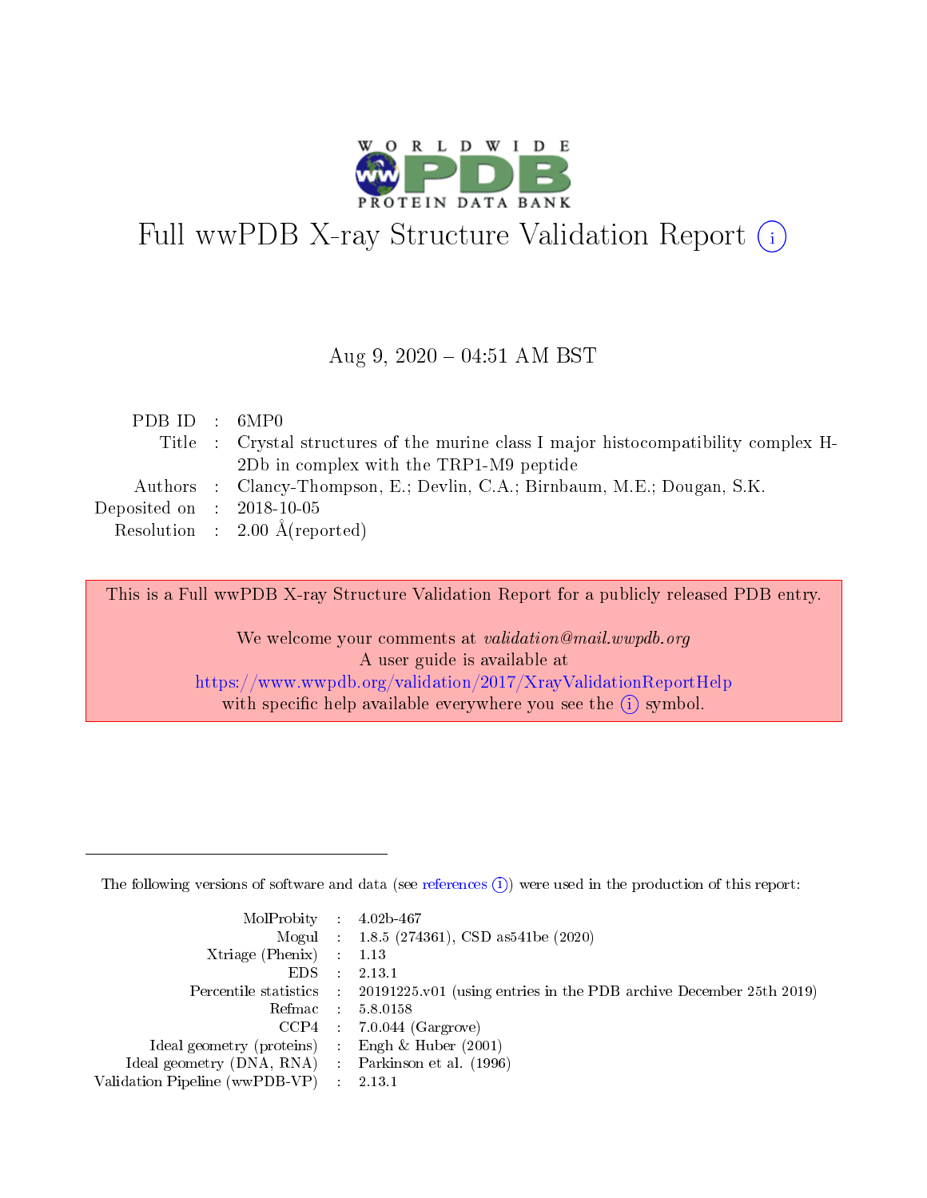# Full wwPDB X-ray Structure Validation Report (i)

Aug 9, 2020 – 04:51 AM BST

| | | |
|---|---|---|
| PDB ID | : | 6MP0 |
| Title | : | Crystal structures of the murine class I major histocompatibility complex H-2Db in complex with the TRP1-M9 peptide |
| Authors | : | Clancy-Thompson, E.; Devlin, C.A.; Birnbaum, M.E.; Dougan, S.K. |
| Deposited on | : | 2018-10-05 |
| Resolution | : | 2.00 Å(reported) |

This is a Full wwPDB X-ray Structure Validation Report for a publicly released PDB entry.

We welcome your comments at *validation@mail.wwpdb.org*
A user guide is available at
https://www.wwpdb.org/validation/2017/XrayValidationReportHelp
with specific help available everywhere you see the (i) symbol.

---

The following versions of software and data (see references (i)) were used in the production of this report:

| | | |
|---|---|---|
| MolProbity | : | 4.02b-467 |
| Mogul | : | 1.8.5 (274361), CSD as541be (2020) |
| Xtriage (Phenix) | : | 1.13 |
| EDS | : | 2.13.1 |
| Percentile statistics | : | 20191225.v01 (using entries in the PDB archive December 25th 2019) |
| Refmac | : | 5.8.0158 |
| CCP4 | : | 7.0.044 (Gargrove) |
| Ideal geometry (proteins) | : | Engh & Huber (2001) |
| Ideal geometry (DNA, RNA) | : | Parkinson et al. (1996) |
| Validation Pipeline (wwPDB-VP) | : | 2.13.1 |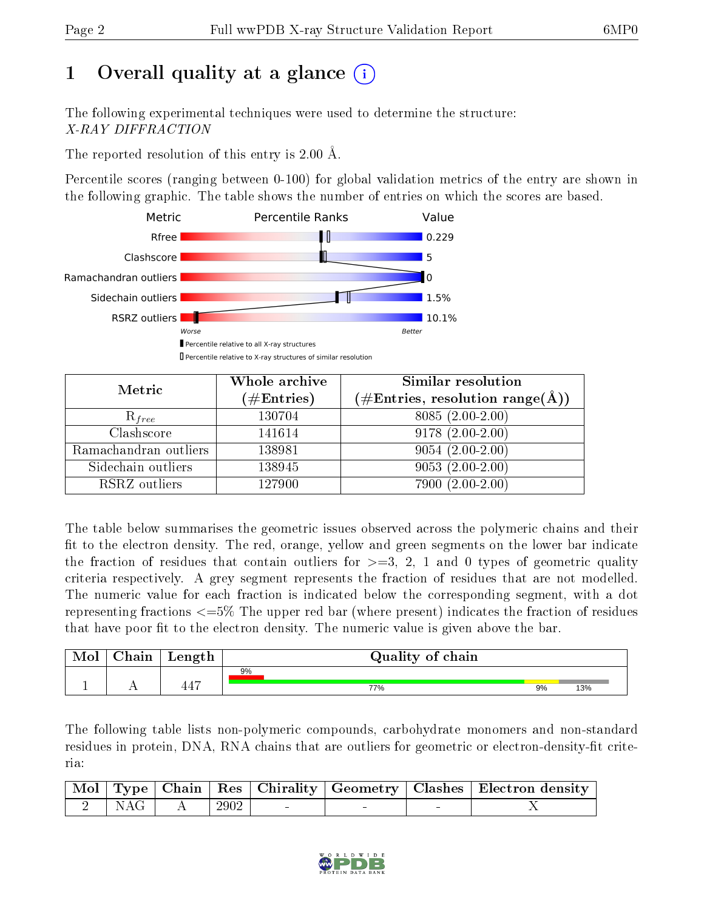# 1 Overall quality at a glance

The following experimental techniques were used to determine the structure: *X-RAY DIFFRACTION*

The reported resolution of this entry is 2.00 Å.

Percentile scores (ranging between 0-100) for global validation metrics of the entry are shown in the following graphic. The table shows the number of entries on which the scores are based.

| Metric | Value |
|---|---|
| Rfree | 0.229 |
| Clashscore | 5 |
| Ramachandran outliers | 0 |
| Sidechain outliers | 1.5% |
| RSRZ outliers | 10.1% |

Worse — Better

▮ Percentile relative to all X-ray structures
▯ Percentile relative to X-ray structures of similar resolution

| Metric | Whole archive (#Entries) | Similar resolution (#Entries, resolution range(Å)) |
|---|---|---|
| $R_{free}$ | 130704 | 8085 (2.00-2.00) |
| Clashscore | 141614 | 9178 (2.00-2.00) |
| Ramachandran outliers | 138981 | 9054 (2.00-2.00) |
| Sidechain outliers | 138945 | 9053 (2.00-2.00) |
| RSRZ outliers | 127900 | 7900 (2.00-2.00) |

The table below summarises the geometric issues observed across the polymeric chains and their fit to the electron density. The red, orange, yellow and green segments on the lower bar indicate the fraction of residues that contain outliers for >=3, 2, 1 and 0 types of geometric quality criteria respectively. A grey segment represents the fraction of residues that are not modelled. The numeric value for each fraction is indicated below the corresponding segment, with a dot representing fractions <=5% The upper red bar (where present) indicates the fraction of residues that have poor fit to the electron density. The numeric value is given above the bar.

| Mol | Chain | Length | Quality of chain |
|---|---|---|---|
| 1 | A | 447 | 9% (poor fit); 77% / 9% / 13% |

The following table lists non-polymeric compounds, carbohydrate monomers and non-standard residues in protein, DNA, RNA chains that are outliers for geometric or electron-density-fit criteria:

| Mol | Type | Chain | Res | Chirality | Geometry | Clashes | Electron density |
|---|---|---|---|---|---|---|---|
| 2 | NAG | A | 2902 | - | - | - | X |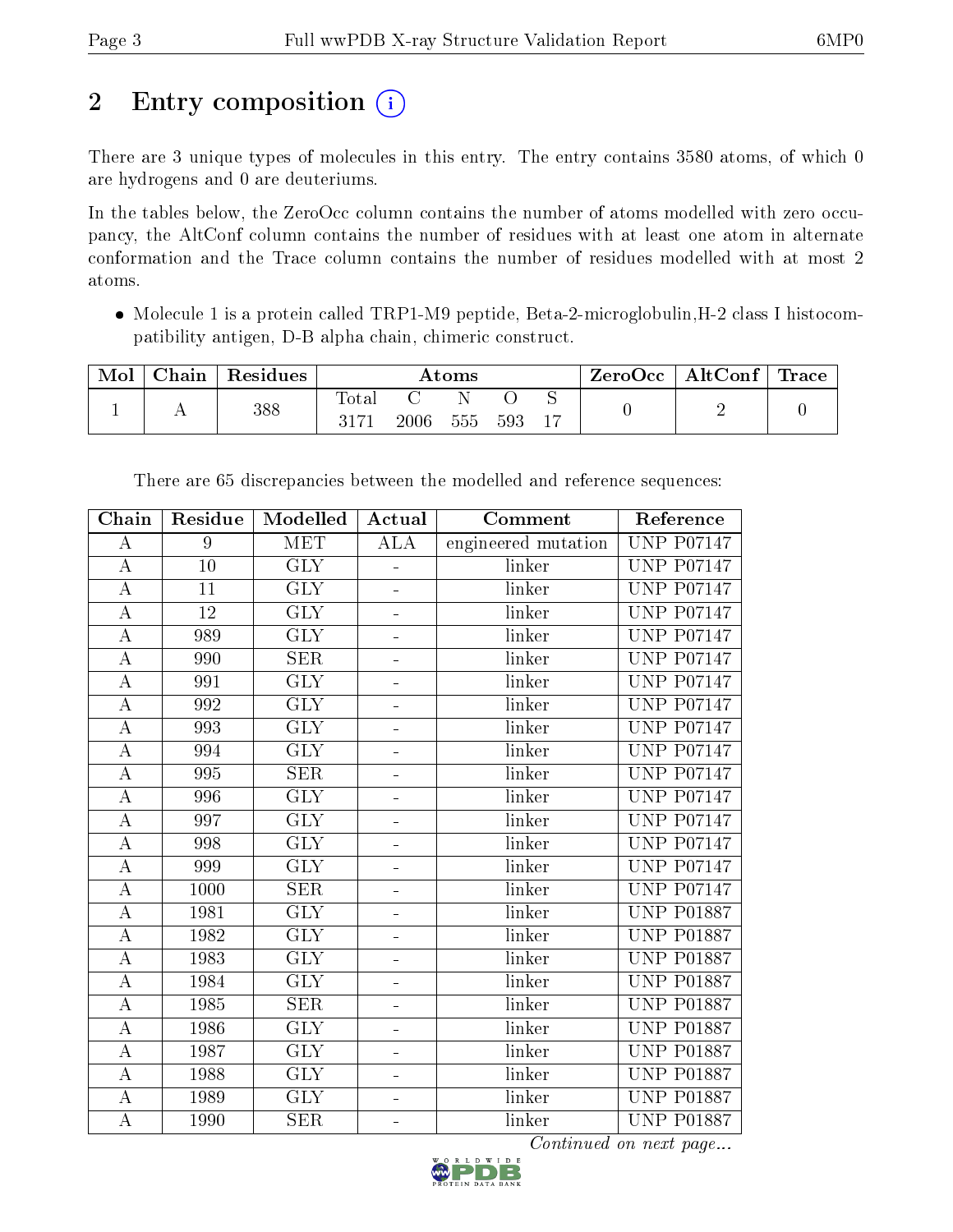# 2 Entry composition (i)

There are 3 unique types of molecules in this entry. The entry contains 3580 atoms, of which 0 are hydrogens and 0 are deuteriums.

In the tables below, the ZeroOcc column contains the number of atoms modelled with zero occupancy, the AltConf column contains the number of residues with at least one atom in alternate conformation and the Trace column contains the number of residues modelled with at most 2 atoms.

- Molecule 1 is a protein called TRP1-M9 peptide, Beta-2-microglobulin,H-2 class I histocompatibility antigen, D-B alpha chain, chimeric construct.

| Mol | Chain | Residues | Atoms | | | | | ZeroOcc | AltConf | Trace |
|---|---|---|---|---|---|---|---|---|---|---|
| | | | Total | C | N | O | S | | | |
| 1 | A | 388 | 3171 | 2006 | 555 | 593 | 17 | 0 | 2 | 0 |

There are 65 discrepancies between the modelled and reference sequences:

| Chain | Residue | Modelled | Actual | Comment | Reference |
|---|---|---|---|---|---|
| A | 9 | MET | ALA | engineered mutation | UNP P07147 |
| A | 10 | GLY | - | linker | UNP P07147 |
| A | 11 | GLY | - | linker | UNP P07147 |
| A | 12 | GLY | - | linker | UNP P07147 |
| A | 989 | GLY | - | linker | UNP P07147 |
| A | 990 | SER | - | linker | UNP P07147 |
| A | 991 | GLY | - | linker | UNP P07147 |
| A | 992 | GLY | - | linker | UNP P07147 |
| A | 993 | GLY | - | linker | UNP P07147 |
| A | 994 | GLY | - | linker | UNP P07147 |
| A | 995 | SER | - | linker | UNP P07147 |
| A | 996 | GLY | - | linker | UNP P07147 |
| A | 997 | GLY | - | linker | UNP P07147 |
| A | 998 | GLY | - | linker | UNP P07147 |
| A | 999 | GLY | - | linker | UNP P07147 |
| A | 1000 | SER | - | linker | UNP P07147 |
| A | 1981 | GLY | - | linker | UNP P01887 |
| A | 1982 | GLY | - | linker | UNP P01887 |
| A | 1983 | GLY | - | linker | UNP P01887 |
| A | 1984 | GLY | - | linker | UNP P01887 |
| A | 1985 | SER | - | linker | UNP P01887 |
| A | 1986 | GLY | - | linker | UNP P01887 |
| A | 1987 | GLY | - | linker | UNP P01887 |
| A | 1988 | GLY | - | linker | UNP P01887 |
| A | 1989 | GLY | - | linker | UNP P01887 |
| A | 1990 | SER | - | linker | UNP P01887 |

*Continued on next page...*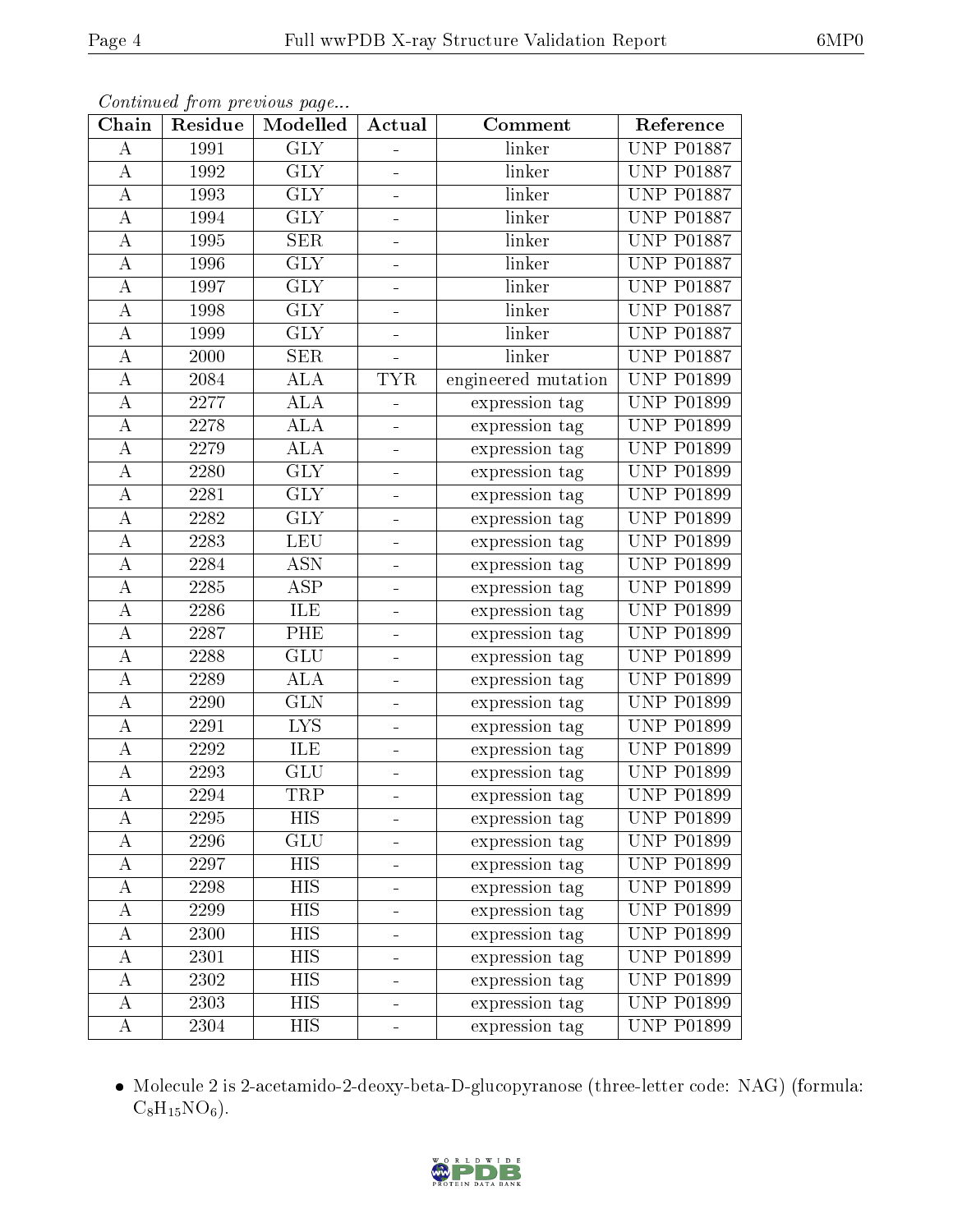*Continued from previous page...*

| Chain | Residue | Modelled | Actual | Comment | Reference |
|---|---|---|---|---|---|
| A | 1991 | GLY | - | linker | UNP P01887 |
| A | 1992 | GLY | - | linker | UNP P01887 |
| A | 1993 | GLY | - | linker | UNP P01887 |
| A | 1994 | GLY | - | linker | UNP P01887 |
| A | 1995 | SER | - | linker | UNP P01887 |
| A | 1996 | GLY | - | linker | UNP P01887 |
| A | 1997 | GLY | - | linker | UNP P01887 |
| A | 1998 | GLY | - | linker | UNP P01887 |
| A | 1999 | GLY | - | linker | UNP P01887 |
| A | 2000 | SER | - | linker | UNP P01887 |
| A | 2084 | ALA | TYR | engineered mutation | UNP P01899 |
| A | 2277 | ALA | - | expression tag | UNP P01899 |
| A | 2278 | ALA | - | expression tag | UNP P01899 |
| A | 2279 | ALA | - | expression tag | UNP P01899 |
| A | 2280 | GLY | - | expression tag | UNP P01899 |
| A | 2281 | GLY | - | expression tag | UNP P01899 |
| A | 2282 | GLY | - | expression tag | UNP P01899 |
| A | 2283 | LEU | - | expression tag | UNP P01899 |
| A | 2284 | ASN | - | expression tag | UNP P01899 |
| A | 2285 | ASP | - | expression tag | UNP P01899 |
| A | 2286 | ILE | - | expression tag | UNP P01899 |
| A | 2287 | PHE | - | expression tag | UNP P01899 |
| A | 2288 | GLU | - | expression tag | UNP P01899 |
| A | 2289 | ALA | - | expression tag | UNP P01899 |
| A | 2290 | GLN | - | expression tag | UNP P01899 |
| A | 2291 | LYS | - | expression tag | UNP P01899 |
| A | 2292 | ILE | - | expression tag | UNP P01899 |
| A | 2293 | GLU | - | expression tag | UNP P01899 |
| A | 2294 | TRP | - | expression tag | UNP P01899 |
| A | 2295 | HIS | - | expression tag | UNP P01899 |
| A | 2296 | GLU | - | expression tag | UNP P01899 |
| A | 2297 | HIS | - | expression tag | UNP P01899 |
| A | 2298 | HIS | - | expression tag | UNP P01899 |
| A | 2299 | HIS | - | expression tag | UNP P01899 |
| A | 2300 | HIS | - | expression tag | UNP P01899 |
| A | 2301 | HIS | - | expression tag | UNP P01899 |
| A | 2302 | HIS | - | expression tag | UNP P01899 |
| A | 2303 | HIS | - | expression tag | UNP P01899 |
| A | 2304 | HIS | - | expression tag | UNP P01899 |

- Molecule 2 is 2-acetamido-2-deoxy-beta-D-glucopyranose (three-letter code: NAG) (formula: $C_8H_{15}NO_6$).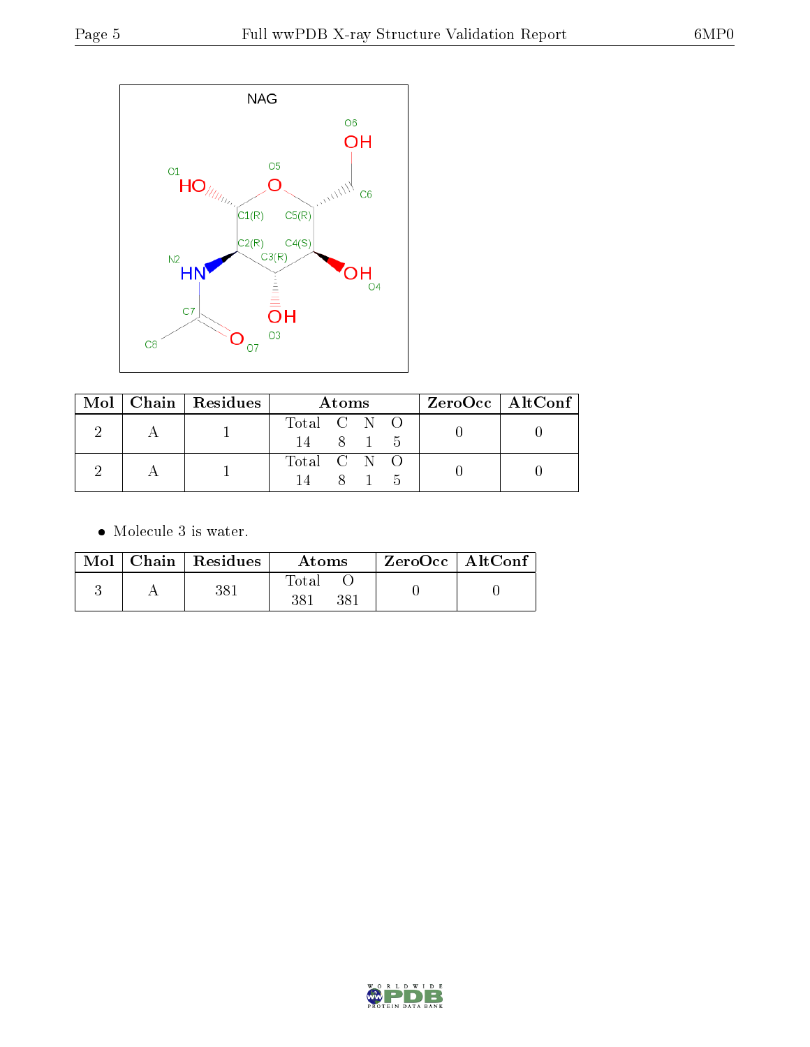| Mol | Chain | Residues | Atoms | | | | ZeroOcc | AltConf |
|---|---|---|---|---|---|---|---|---|
| | | | Total | C | N | O | | |
| 2 | A | 1 | 14 | 8 | 1 | 5 | 0 | 0 |
| 2 | A | 1 | 14 | 8 | 1 | 5 | 0 | 0 |

- Molecule 3 is water.

| Mol | Chain | Residues | Atoms | | ZeroOcc | AltConf |
|---|---|---|---|---|---|---|
| | | | Total | O | | |
| 3 | A | 381 | 381 | 381 | 0 | 0 |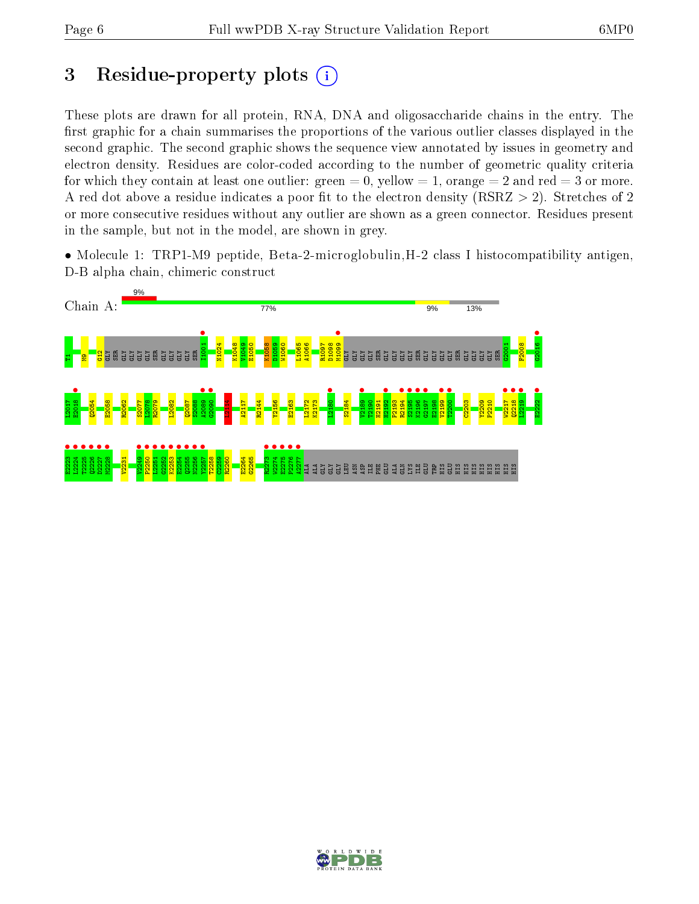# 3 Residue-property plots (i)

These plots are drawn for all protein, RNA, DNA and oligosaccharide chains in the entry. The first graphic for a chain summarises the proportions of the various outlier classes displayed in the second graphic. The second graphic shows the sequence view annotated by issues in geometry and electron density. Residues are color-coded according to the number of geometric quality criteria for which they contain at least one outlier: green = 0, yellow = 1, orange = 2 and red = 3 or more. A red dot above a residue indicates a poor fit to the electron density (RSRZ > 2). Stretches of 2 or more consecutive residues without any outlier are shown as a green connector. Residues present in the sample, but not in the model, are shown in grey.

- Molecule 1: TRP1-M9 peptide, Beta-2-microglobulin,H-2 class I histocompatibility antigen, D-B alpha chain, chimeric construct

Chain A: 9% | 77% | 9% | 13%

T1 M9 G12 GLY SER GLY GLY GLY SER GLY GLY GLY SER I1001 N1024 K1048 V1049 E1050 K1058 D1059 W1060 L1065 A1066 R1097 D1098 M1099 GLY GLY GLY SER GLY GLY GLY SER GLY GLY GLY SER GLY GLY GLY SER G2001 F2008 G2016

L2017 E2018 Q2054 E2058 R2062 S2077 L2078 R2079 L2082 Q2087 S2088 A2089 G2090 L2114 A2117 R2144 Y2156 E2163 L2172 K2173 L2180 S2184 V2189 T2190 H2191 H2192 P2193 R2194 S2195 K2196 G2197 E2198 V2199 T2200 C2203 Y2209 P2210 W2217 Q2218 L2219 E2222

E2223 L2224 T2225 Q2226 D2227 M2228 V2231 V2249 P2250 L2251 G2252 K2253 E2254 Q2255 N2256 Y2257 T2258 C2259 R2260 E2264 G2265 R2273 W2274 E2275 P2276 A2277 ALA ALA GLY GLY GLY LEU ASN ASP ILE PHE GLU ALA GLN LYS ILE GLU TRP HIS GLU HIS HIS HIS HIS HIS HIS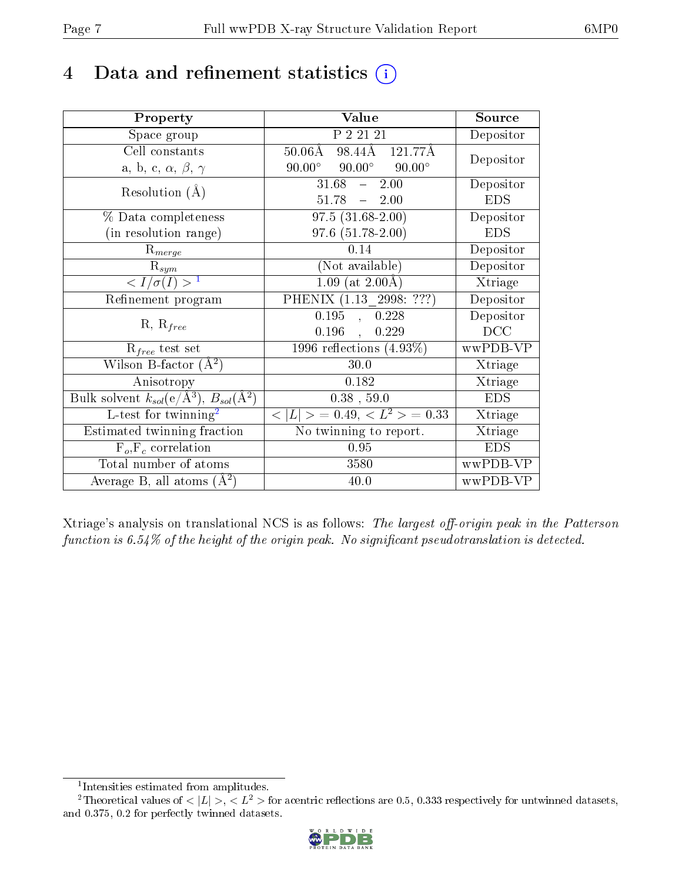# 4 Data and refinement statistics (i)

| Property | Value | Source |
|---|---|---|
| Space group | P 2 21 21 | Depositor |
| Cell constants<br>a, b, c, $\alpha$, $\beta$, $\gamma$ | 50.06Å 98.44Å 121.77Å<br>90.00° 90.00° 90.00° | Depositor |
| Resolution (Å) | 31.68 – 2.00<br>51.78 – 2.00 | Depositor<br>EDS |
| % Data completeness<br>(in resolution range) | 97.5 (31.68-2.00)<br>97.6 (51.78-2.00) | Depositor<br>EDS |
| $R_{merge}$ | 0.14 | Depositor |
| $R_{sym}$ | (Not available) | Depositor |
| $< I/\sigma(I) >$ [1] | 1.09 (at 2.00Å) | Xtriage |
| Refinement program | PHENIX (1.13_2998: ???) | Depositor |
| R, $R_{free}$ | 0.195 , 0.228<br>0.196 , 0.229 | Depositor<br>DCC |
| $R_{free}$ test set | 1996 reflections (4.93%) | wwPDB-VP |
| Wilson B-factor (Å$^2$) | 30.0 | Xtriage |
| Anisotropy | 0.182 | Xtriage |
| Bulk solvent $k_{sol}$(e/Å$^3$), $B_{sol}$(Å$^2$) | 0.38 , 59.0 | EDS |
| L-test for twinning[2] | $< \|L\| > = 0.49$, $< L^2 > = 0.33$ | Xtriage |
| Estimated twinning fraction | No twinning to report. | Xtriage |
| $F_o$,$F_c$ correlation | 0.95 | EDS |
| Total number of atoms | 3580 | wwPDB-VP |
| Average B, all atoms (Å$^2$) | 40.0 | wwPDB-VP |

Xtriage's analysis on translational NCS is as follows: *The largest off-origin peak in the Patterson function is 6.54% of the height of the origin peak. No significant pseudotranslation is detected.*

[1] Intensities estimated from amplitudes.

[2] Theoretical values of $< |L| >$, $< L^2 >$ for acentric reflections are 0.5, 0.333 respectively for untwinned datasets, and 0.375, 0.2 for perfectly twinned datasets.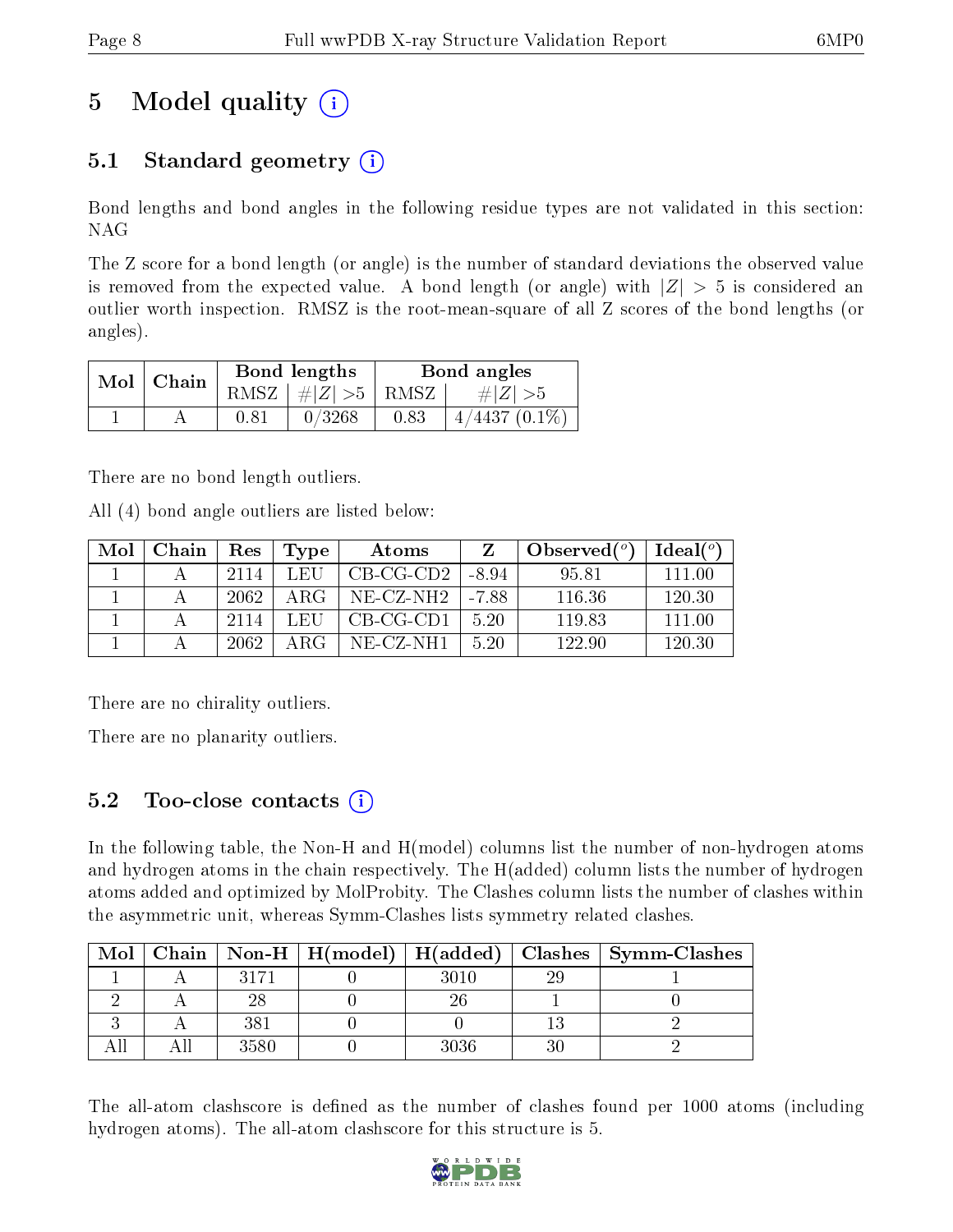# 5 Model quality (i)

## 5.1 Standard geometry (i)

Bond lengths and bond angles in the following residue types are not validated in this section: NAG

The Z score for a bond length (or angle) is the number of standard deviations the observed value is removed from the expected value. A bond length (or angle) with $|Z| > 5$ is considered an outlier worth inspection. RMSZ is the root-mean-square of all Z scores of the bond lengths (or angles).

| Mol | Chain | Bond lengths | | Bond angles | |
|---|---|---|---|---|---|
| | | RMSZ | $\#\|Z\| > 5$ | RMSZ | $\#\|Z\| > 5$ |
| 1 | A | 0.81 | 0/3268 | 0.83 | 4/4437 (0.1%) |

There are no bond length outliers.

All (4) bond angle outliers are listed below:

| Mol | Chain | Res | Type | Atoms | Z | Observed($^o$) | Ideal($^o$) |
|---|---|---|---|---|---|---|---|
| 1 | A | 2114 | LEU | CB-CG-CD2 | -8.94 | 95.81 | 111.00 |
| 1 | A | 2062 | ARG | NE-CZ-NH2 | -7.88 | 116.36 | 120.30 |
| 1 | A | 2114 | LEU | CB-CG-CD1 | 5.20 | 119.83 | 111.00 |
| 1 | A | 2062 | ARG | NE-CZ-NH1 | 5.20 | 122.90 | 120.30 |

There are no chirality outliers.

There are no planarity outliers.

## 5.2 Too-close contacts (i)

In the following table, the Non-H and H(model) columns list the number of non-hydrogen atoms and hydrogen atoms in the chain respectively. The H(added) column lists the number of hydrogen atoms added and optimized by MolProbity. The Clashes column lists the number of clashes within the asymmetric unit, whereas Symm-Clashes lists symmetry related clashes.

| Mol | Chain | Non-H | H(model) | H(added) | Clashes | Symm-Clashes |
|---|---|---|---|---|---|---|
| 1 | A | 3171 | 0 | 3010 | 29 | 1 |
| 2 | A | 28 | 0 | 26 | 1 | 0 |
| 3 | A | 381 | 0 | 0 | 13 | 2 |
| All | All | 3580 | 0 | 3036 | 30 | 2 |

The all-atom clashscore is defined as the number of clashes found per 1000 atoms (including hydrogen atoms). The all-atom clashscore for this structure is 5.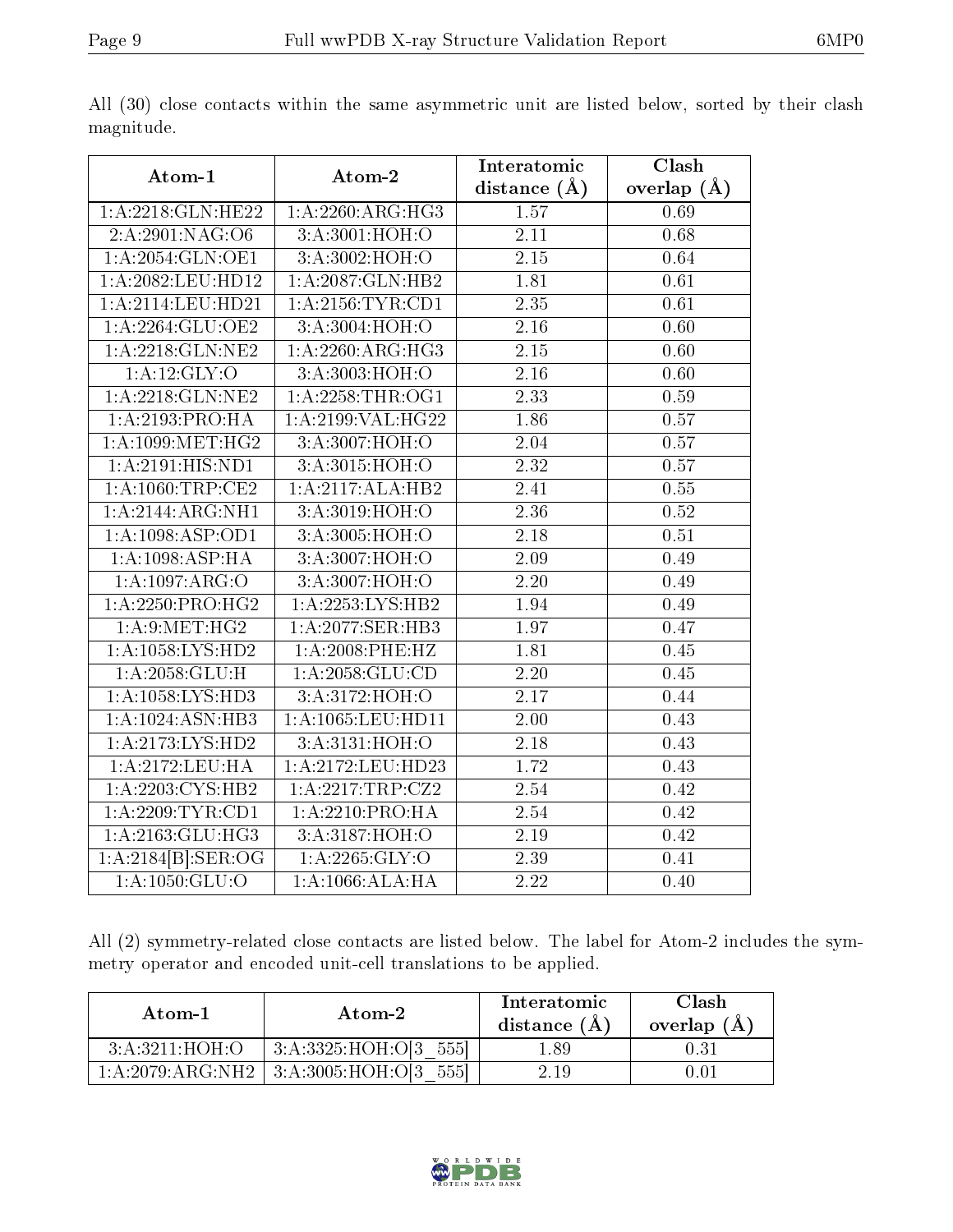All (30) close contacts within the same asymmetric unit are listed below, sorted by their clash magnitude.

| Atom-1 | Atom-2 | Interatomic distance (Å) | Clash overlap (Å) |
|---|---|---|---|
| 1:A:2218:GLN:HE22 | 1:A:2260:ARG:HG3 | 1.57 | 0.69 |
| 2:A:2901:NAG:O6 | 3:A:3001:HOH:O | 2.11 | 0.68 |
| 1:A:2054:GLN:OE1 | 3:A:3002:HOH:O | 2.15 | 0.64 |
| 1:A:2082:LEU:HD12 | 1:A:2087:GLN:HB2 | 1.81 | 0.61 |
| 1:A:2114:LEU:HD21 | 1:A:2156:TYR:CD1 | 2.35 | 0.61 |
| 1:A:2264:GLU:OE2 | 3:A:3004:HOH:O | 2.16 | 0.60 |
| 1:A:2218:GLN:NE2 | 1:A:2260:ARG:HG3 | 2.15 | 0.60 |
| 1:A:12:GLY:O | 3:A:3003:HOH:O | 2.16 | 0.60 |
| 1:A:2218:GLN:NE2 | 1:A:2258:THR:OG1 | 2.33 | 0.59 |
| 1:A:2193:PRO:HA | 1:A:2199:VAL:HG22 | 1.86 | 0.57 |
| 1:A:1099:MET:HG2 | 3:A:3007:HOH:O | 2.04 | 0.57 |
| 1:A:2191:HIS:ND1 | 3:A:3015:HOH:O | 2.32 | 0.57 |
| 1:A:1060:TRP:CE2 | 1:A:2117:ALA:HB2 | 2.41 | 0.55 |
| 1:A:2144:ARG:NH1 | 3:A:3019:HOH:O | 2.36 | 0.52 |
| 1:A:1098:ASP:OD1 | 3:A:3005:HOH:O | 2.18 | 0.51 |
| 1:A:1098:ASP:HA | 3:A:3007:HOH:O | 2.09 | 0.49 |
| 1:A:1097:ARG:O | 3:A:3007:HOH:O | 2.20 | 0.49 |
| 1:A:2250:PRO:HG2 | 1:A:2253:LYS:HB2 | 1.94 | 0.49 |
| 1:A:9:MET:HG2 | 1:A:2077:SER:HB3 | 1.97 | 0.47 |
| 1:A:1058:LYS:HD2 | 1:A:2008:PHE:HZ | 1.81 | 0.45 |
| 1:A:2058:GLU:H | 1:A:2058:GLU:CD | 2.20 | 0.45 |
| 1:A:1058:LYS:HD3 | 3:A:3172:HOH:O | 2.17 | 0.44 |
| 1:A:1024:ASN:HB3 | 1:A:1065:LEU:HD11 | 2.00 | 0.43 |
| 1:A:2173:LYS:HD2 | 3:A:3131:HOH:O | 2.18 | 0.43 |
| 1:A:2172:LEU:HA | 1:A:2172:LEU:HD23 | 1.72 | 0.43 |
| 1:A:2203:CYS:HB2 | 1:A:2217:TRP:CZ2 | 2.54 | 0.42 |
| 1:A:2209:TYR:CD1 | 1:A:2210:PRO:HA | 2.54 | 0.42 |
| 1:A:2163:GLU:HG3 | 3:A:3187:HOH:O | 2.19 | 0.42 |
| 1:A:2184[B]:SER:OG | 1:A:2265:GLY:O | 2.39 | 0.41 |
| 1:A:1050:GLU:O | 1:A:1066:ALA:HA | 2.22 | 0.40 |

All (2) symmetry-related close contacts are listed below. The label for Atom-2 includes the symmetry operator and encoded unit-cell translations to be applied.

| Atom-1 | Atom-2 | Interatomic distance (Å) | Clash overlap (Å) |
|---|---|---|---|
| 3:A:3211:HOH:O | 3:A:3325:HOH:O[3_555] | 1.89 | 0.31 |
| 1:A:2079:ARG:NH2 | 3:A:3005:HOH:O[3_555] | 2.19 | 0.01 |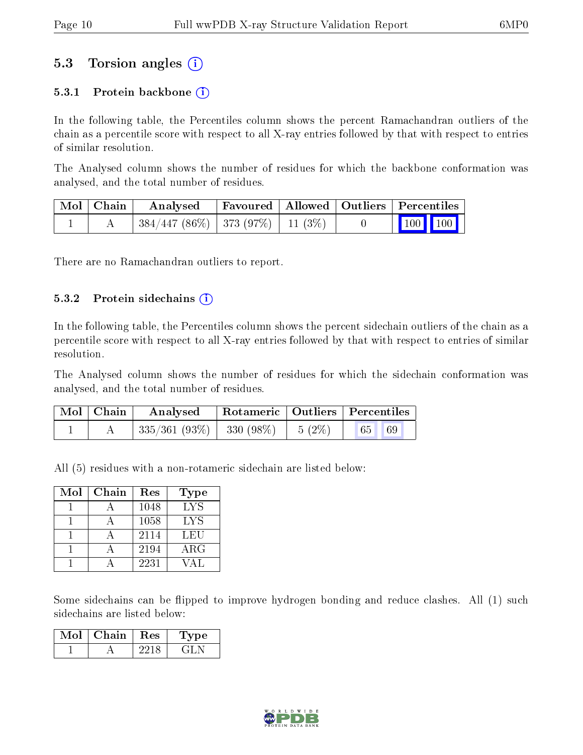## 5.3 Torsion angles

### 5.3.1 Protein backbone

In the following table, the Percentiles column shows the percent Ramachandran outliers of the chain as a percentile score with respect to all X-ray entries followed by that with respect to entries of similar resolution.

The Analysed column shows the number of residues for which the backbone conformation was analysed, and the total number of residues.

| Mol | Chain | Analysed | Favoured | Allowed | Outliers | Percentiles |
|---|---|---|---|---|---|---|
| 1 | A | 384/447 (86%) | 373 (97%) | 11 (3%) | 0 | 100 100 |

There are no Ramachandran outliers to report.

### 5.3.2 Protein sidechains

In the following table, the Percentiles column shows the percent sidechain outliers of the chain as a percentile score with respect to all X-ray entries followed by that with respect to entries of similar resolution.

The Analysed column shows the number of residues for which the sidechain conformation was analysed, and the total number of residues.

| Mol | Chain | Analysed | Rotameric | Outliers | Percentiles |
|---|---|---|---|---|---|
| 1 | A | 335/361 (93%) | 330 (98%) | 5 (2%) | 65 69 |

All (5) residues with a non-rotameric sidechain are listed below:

| Mol | Chain | Res | Type |
|---|---|---|---|
| 1 | A | 1048 | LYS |
| 1 | A | 1058 | LYS |
| 1 | A | 2114 | LEU |
| 1 | A | 2194 | ARG |
| 1 | A | 2231 | VAL |

Some sidechains can be flipped to improve hydrogen bonding and reduce clashes. All (1) such sidechains are listed below:

| Mol | Chain | Res | Type |
|---|---|---|---|
| 1 | A | 2218 | GLN |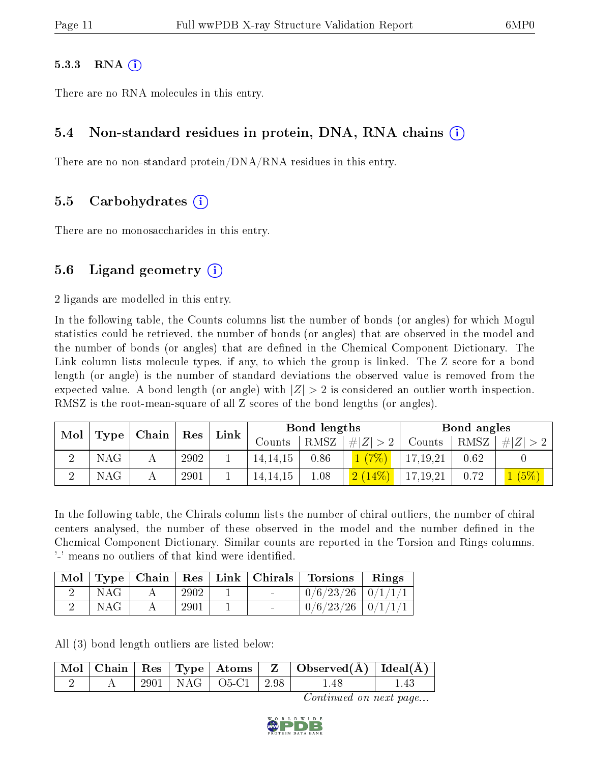#### 5.3.3 RNA ⓘ

There are no RNA molecules in this entry.

### 5.4 Non-standard residues in protein, DNA, RNA chains ⓘ

There are no non-standard protein/DNA/RNA residues in this entry.

### 5.5 Carbohydrates ⓘ

There are no monosaccharides in this entry.

### 5.6 Ligand geometry ⓘ

2 ligands are modelled in this entry.

In the following table, the Counts columns list the number of bonds (or angles) for which Mogul statistics could be retrieved, the number of bonds (or angles) that are observed in the model and the number of bonds (or angles) that are defined in the Chemical Component Dictionary. The Link column lists molecule types, if any, to which the group is linked. The Z score for a bond length (or angle) is the number of standard deviations the observed value is removed from the expected value. A bond length (or angle) with $|Z| > 2$ is considered an outlier worth inspection. RMSZ is the root-mean-square of all Z scores of the bond lengths (or angles).

| Mol | Type | Chain | Res | Link | Bond lengths | | | Bond angles | | |
|---|---|---|---|---|---|---|---|---|---|---|
| | | | | | Counts | RMSZ | $\#\|Z\| > 2$ | Counts | RMSZ | $\#\|Z\| > 2$ |
| 2 | NAG | A | 2902 | 1 | 14,14,15 | 0.86 | 1 (7%) | 17,19,21 | 0.62 | 0 |
| 2 | NAG | A | 2901 | 1 | 14,14,15 | 1.08 | 2 (14%) | 17,19,21 | 0.72 | 1 (5%) |

In the following table, the Chirals column lists the number of chiral outliers, the number of chiral centers analysed, the number of these observed in the model and the number defined in the Chemical Component Dictionary. Similar counts are reported in the Torsion and Rings columns. '-' means no outliers of that kind were identified.

| Mol | Type | Chain | Res | Link | Chirals | Torsions | Rings |
|---|---|---|---|---|---|---|---|
| 2 | NAG | A | 2902 | 1 | - | 0/6/23/26 | 0/1/1/1 |
| 2 | NAG | A | 2901 | 1 | - | 0/6/23/26 | 0/1/1/1 |

All (3) bond length outliers are listed below:

| Mol | Chain | Res | Type | Atoms | Z | Observed(Å) | Ideal(Å) |
|---|---|---|---|---|---|---|---|
| 2 | A | 2901 | NAG | O5-C1 | 2.98 | 1.48 | 1.43 |

*Continued on next page...*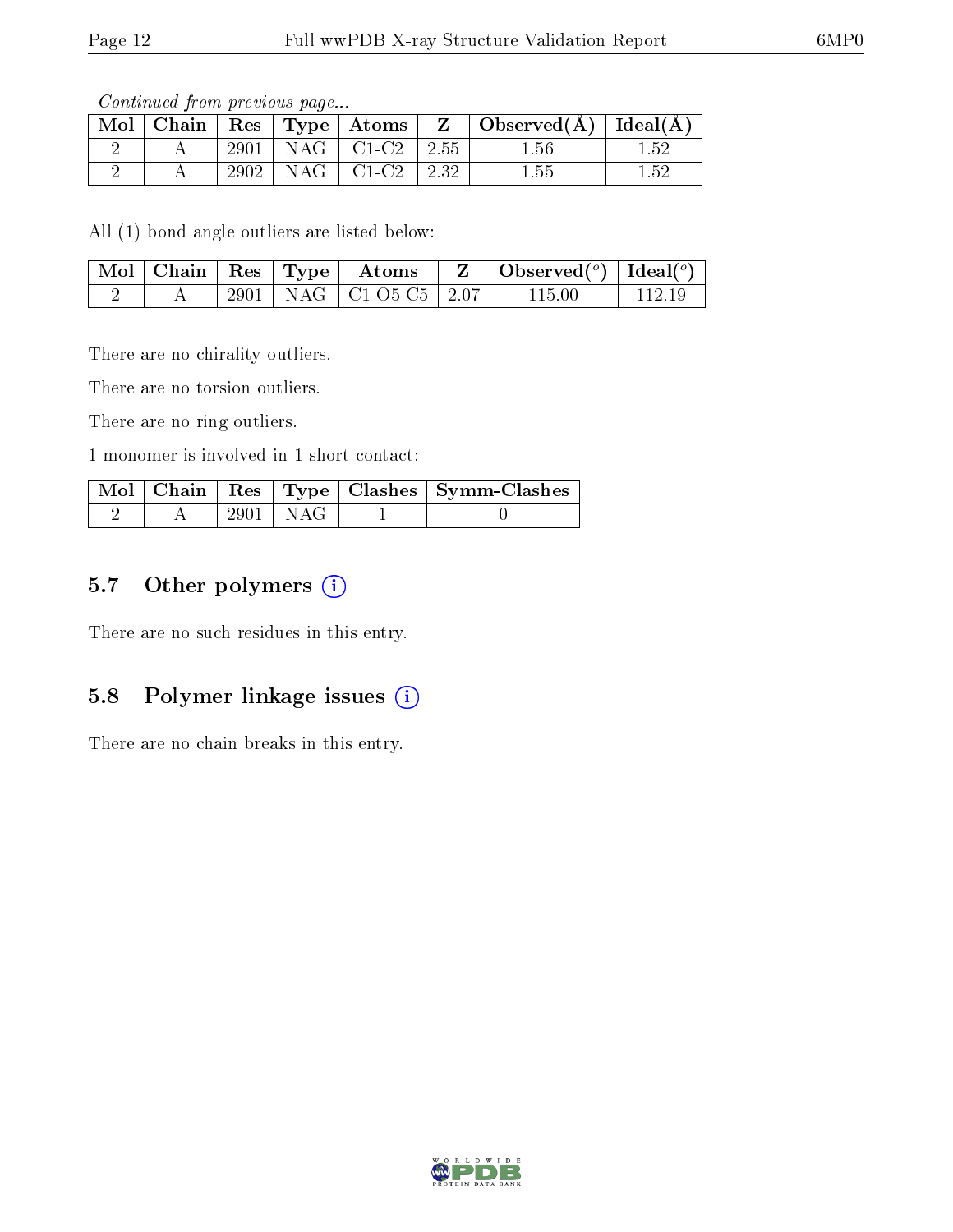*Continued from previous page...*

| Mol | Chain | Res | Type | Atoms | Z | Observed(Å) | Ideal(Å) |
|---|---|---|---|---|---|---|---|
| 2 | A | 2901 | NAG | C1-C2 | 2.55 | 1.56 | 1.52 |
| 2 | A | 2902 | NAG | C1-C2 | 2.32 | 1.55 | 1.52 |

All (1) bond angle outliers are listed below:

| Mol | Chain | Res | Type | Atoms | Z | Observed(°) | Ideal(°) |
|---|---|---|---|---|---|---|---|
| 2 | A | 2901 | NAG | C1-O5-C5 | 2.07 | 115.00 | 112.19 |

There are no chirality outliers.

There are no torsion outliers.

There are no ring outliers.

1 monomer is involved in 1 short contact:

| Mol | Chain | Res | Type | Clashes | Symm-Clashes |
|---|---|---|---|---|---|
| 2 | A | 2901 | NAG | 1 | 0 |

## 5.7 Other polymers

There are no such residues in this entry.

## 5.8 Polymer linkage issues

There are no chain breaks in this entry.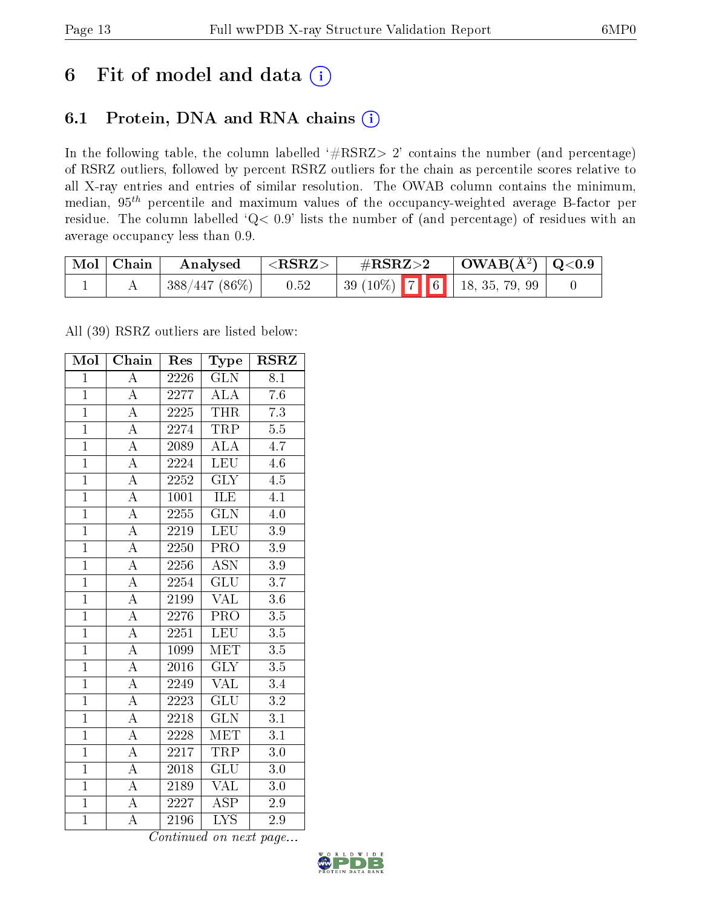# 6 Fit of model and data (i)

## 6.1 Protein, DNA and RNA chains (i)

In the following table, the column labelled '#RSRZ> 2' contains the number (and percentage) of RSRZ outliers, followed by percent RSRZ outliers for the chain as percentile scores relative to all X-ray entries and entries of similar resolution. The OWAB column contains the minimum, median, $95^{th}$ percentile and maximum values of the occupancy-weighted average B-factor per residue. The column labelled 'Q< 0.9' lists the number of (and percentage) of residues with an average occupancy less than 0.9.

| Mol | Chain | Analysed | <RSRZ> | #RSRZ>2 | | | OWAB(Å$^2$) | Q<0.9 |
|---|---|---|---|---|---|---|---|---|
| 1 | A | 388/447 (86%) | 0.52 | 39 (10%) | 7 | 6 | 18, 35, 79, 99 | 0 |

All (39) RSRZ outliers are listed below:

| Mol | Chain | Res | Type | RSRZ |
|---|---|---|---|---|
| 1 | A | 2226 | GLN | 8.1 |
| 1 | A | 2277 | ALA | 7.6 |
| 1 | A | 2225 | THR | 7.3 |
| 1 | A | 2274 | TRP | 5.5 |
| 1 | A | 2089 | ALA | 4.7 |
| 1 | A | 2224 | LEU | 4.6 |
| 1 | A | 2252 | GLY | 4.5 |
| 1 | A | 1001 | ILE | 4.1 |
| 1 | A | 2255 | GLN | 4.0 |
| 1 | A | 2219 | LEU | 3.9 |
| 1 | A | 2250 | PRO | 3.9 |
| 1 | A | 2256 | ASN | 3.9 |
| 1 | A | 2254 | GLU | 3.7 |
| 1 | A | 2199 | VAL | 3.6 |
| 1 | A | 2276 | PRO | 3.5 |
| 1 | A | 2251 | LEU | 3.5 |
| 1 | A | 1099 | MET | 3.5 |
| 1 | A | 2016 | GLY | 3.5 |
| 1 | A | 2249 | VAL | 3.4 |
| 1 | A | 2223 | GLU | 3.2 |
| 1 | A | 2218 | GLN | 3.1 |
| 1 | A | 2228 | MET | 3.1 |
| 1 | A | 2217 | TRP | 3.0 |
| 1 | A | 2018 | GLU | 3.0 |
| 1 | A | 2189 | VAL | 3.0 |
| 1 | A | 2227 | ASP | 2.9 |
| 1 | A | 2196 | LYS | 2.9 |

*Continued on next page...*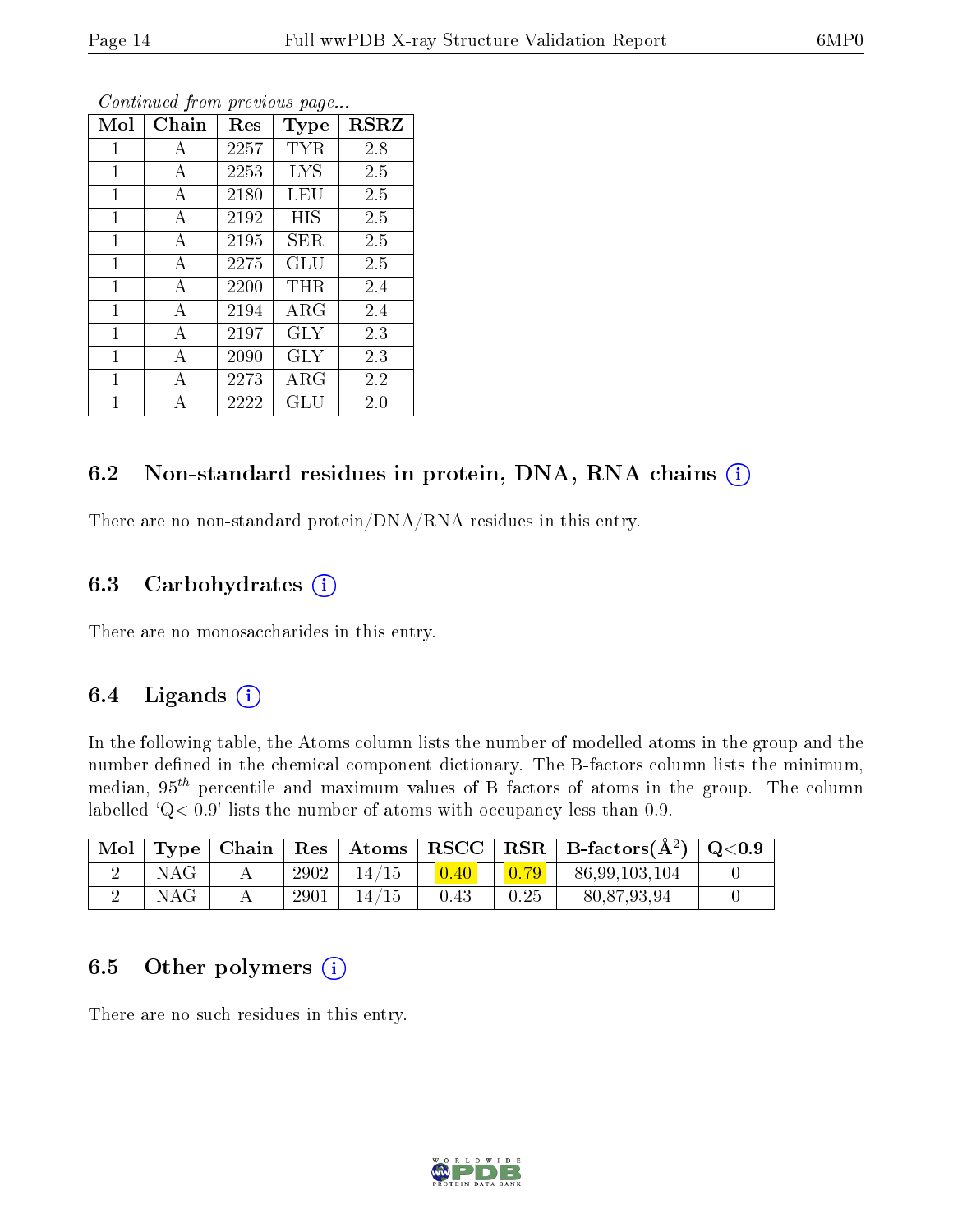*Continued from previous page...*

| Mol | Chain | Res | Type | RSRZ |
|---|---|---|---|---|
| 1 | A | 2257 | TYR | 2.8 |
| 1 | A | 2253 | LYS | 2.5 |
| 1 | A | 2180 | LEU | 2.5 |
| 1 | A | 2192 | HIS | 2.5 |
| 1 | A | 2195 | SER | 2.5 |
| 1 | A | 2275 | GLU | 2.5 |
| 1 | A | 2200 | THR | 2.4 |
| 1 | A | 2194 | ARG | 2.4 |
| 1 | A | 2197 | GLY | 2.3 |
| 1 | A | 2090 | GLY | 2.3 |
| 1 | A | 2273 | ARG | 2.2 |
| 1 | A | 2222 | GLU | 2.0 |

## 6.2 Non-standard residues in protein, DNA, RNA chains (i)

There are no non-standard protein/DNA/RNA residues in this entry.

## 6.3 Carbohydrates (i)

There are no monosaccharides in this entry.

## 6.4 Ligands (i)

In the following table, the Atoms column lists the number of modelled atoms in the group and the number defined in the chemical component dictionary. The B-factors column lists the minimum, median, $95^{th}$ percentile and maximum values of B factors of atoms in the group. The column labelled 'Q< 0.9' lists the number of atoms with occupancy less than 0.9.

| Mol | Type | Chain | Res | Atoms | RSCC | RSR | B-factors($Å^2$) | Q<0.9 |
|---|---|---|---|---|---|---|---|---|
| 2 | NAG | A | 2902 | 14/15 | 0.40 | 0.79 | 86,99,103,104 | 0 |
| 2 | NAG | A | 2901 | 14/15 | 0.43 | 0.25 | 80,87,93,94 | 0 |

## 6.5 Other polymers (i)

There are no such residues in this entry.